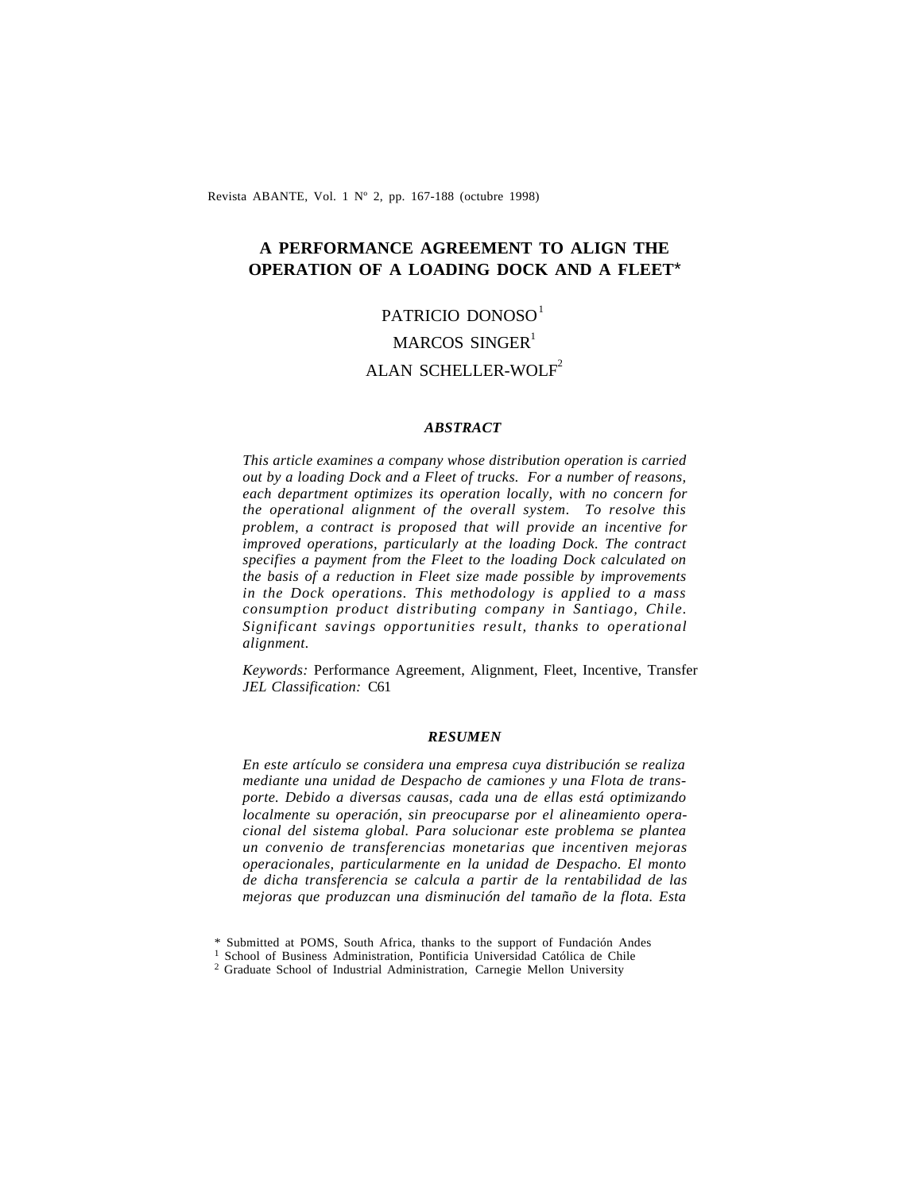Revista ABANTE, Vol. 1 Nº 2, pp. 167-188 (octubre 1998)

# A PERFORMANCE AGREEMENT TO ALIGN THE OPERATION OF A LOADING DOCK AND A FLEET*

PATRICIO DONOSO[1]

MARCOS SINGER[1]

ALAN SCHELLER-WOLF[2]

### *ABSTRACT*

*This article examines a company whose distribution operation is carried out by a loading Dock and a Fleet of trucks. For a number of reasons, each department optimizes its operation locally, with no concern for the operational alignment of the overall system. To resolve this problem, a contract is proposed that will provide an incentive for improved operations, particularly at the loading Dock. The contract specifies a payment from the Fleet to the loading Dock calculated on the basis of a reduction in Fleet size made possible by improvements in the Dock operations. This methodology is applied to a mass consumption product distributing company in Santiago, Chile. Significant savings opportunities result, thanks to operational alignment.*

*Keywords:* Performance Agreement, Alignment, Fleet, Incentive, Transfer
*JEL Classification:* C61

### *RESUMEN*

*En este artículo se considera una empresa cuya distribución se realiza mediante una unidad de Despacho de camiones y una Flota de transporte. Debido a diversas causas, cada una de ellas está optimizando localmente su operación, sin preocuparse por el alineamiento operacional del sistema global. Para solucionar este problema se plantea un convenio de transferencias monetarias que incentiven mejoras operacionales, particularmente en la unidad de Despacho. El monto de dicha transferencia se calcula a partir de la rentabilidad de las mejoras que produzcan una disminución del tamaño de la flota. Esta*

\* Submitted at POMS, South Africa, thanks to the support of Fundación Andes
[1] School of Business Administration, Pontificia Universidad Católica de Chile
[2] Graduate School of Industrial Administration, Carnegie Mellon University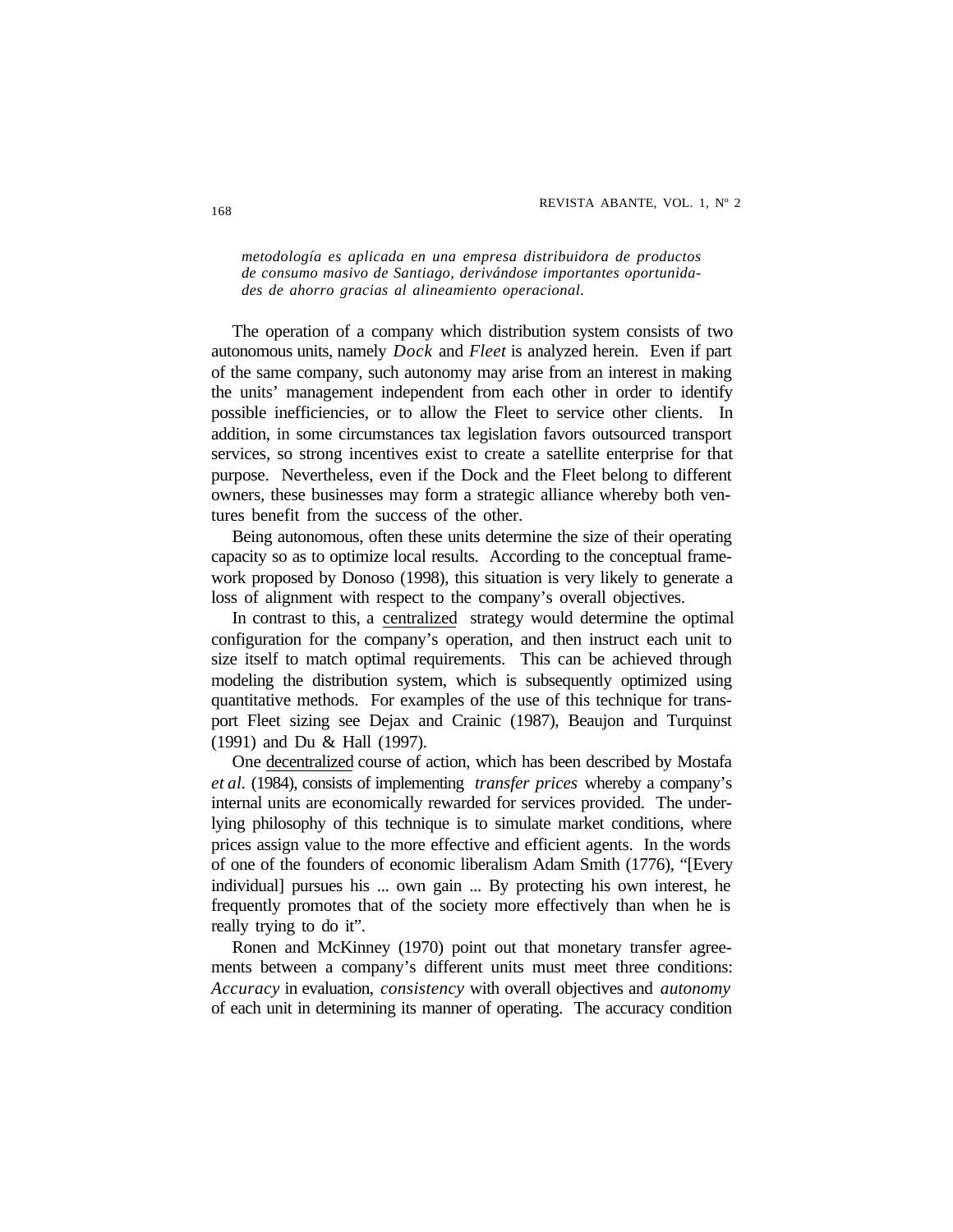*metodología es aplicada en una empresa distribuidora de productos de consumo masivo de Santiago, derivándose importantes oportunidades de ahorro gracias al alineamiento operacional.*

The operation of a company which distribution system consists of two autonomous units, namely *Dock* and *Fleet* is analyzed herein. Even if part of the same company, such autonomy may arise from an interest in making the units' management independent from each other in order to identify possible inefficiencies, or to allow the Fleet to service other clients. In addition, in some circumstances tax legislation favors outsourced transport services, so strong incentives exist to create a satellite enterprise for that purpose. Nevertheless, even if the Dock and the Fleet belong to different owners, these businesses may form a strategic alliance whereby both ventures benefit from the success of the other.

Being autonomous, often these units determine the size of their operating capacity so as to optimize local results. According to the conceptual framework proposed by Donoso (1998), this situation is very likely to generate a loss of alignment with respect to the company's overall objectives.

In contrast to this, a <u>centralized</u> strategy would determine the optimal configuration for the company's operation, and then instruct each unit to size itself to match optimal requirements. This can be achieved through modeling the distribution system, which is subsequently optimized using quantitative methods. For examples of the use of this technique for transport Fleet sizing see Dejax and Crainic (1987), Beaujon and Turquinst (1991) and Du & Hall (1997).

One <u>decentralized</u> course of action, which has been described by Mostafa *et al.* (1984), consists of implementing *transfer prices* whereby a company's internal units are economically rewarded for services provided. The underlying philosophy of this technique is to simulate market conditions, where prices assign value to the more effective and efficient agents. In the words of one of the founders of economic liberalism Adam Smith (1776), "[Every individual] pursues his ... own gain ... By protecting his own interest, he frequently promotes that of the society more effectively than when he is really trying to do it".

Ronen and McKinney (1970) point out that monetary transfer agreements between a company's different units must meet three conditions: *Accuracy* in evaluation, *consistency* with overall objectives and *autonomy* of each unit in determining its manner of operating. The accuracy condition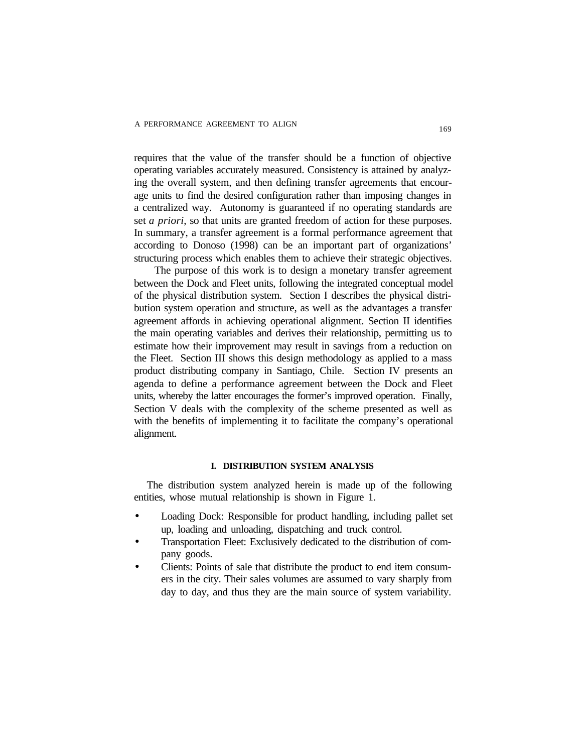requires that the value of the transfer should be a function of objective operating variables accurately measured. Consistency is attained by analyzing the overall system, and then defining transfer agreements that encourage units to find the desired configuration rather than imposing changes in a centralized way. Autonomy is guaranteed if no operating standards are set *a priori*, so that units are granted freedom of action for these purposes. In summary, a transfer agreement is a formal performance agreement that according to Donoso (1998) can be an important part of organizations' structuring process which enables them to achieve their strategic objectives.

The purpose of this work is to design a monetary transfer agreement between the Dock and Fleet units, following the integrated conceptual model of the physical distribution system. Section I describes the physical distribution system operation and structure, as well as the advantages a transfer agreement affords in achieving operational alignment. Section II identifies the main operating variables and derives their relationship, permitting us to estimate how their improvement may result in savings from a reduction on the Fleet. Section III shows this design methodology as applied to a mass product distributing company in Santiago, Chile. Section IV presents an agenda to define a performance agreement between the Dock and Fleet units, whereby the latter encourages the former's improved operation. Finally, Section V deals with the complexity of the scheme presented as well as with the benefits of implementing it to facilitate the company's operational alignment.

## I. DISTRIBUTION SYSTEM ANALYSIS

The distribution system analyzed herein is made up of the following entities, whose mutual relationship is shown in Figure 1.

- Loading Dock: Responsible for product handling, including pallet set up, loading and unloading, dispatching and truck control.
- Transportation Fleet: Exclusively dedicated to the distribution of company goods.
- Clients: Points of sale that distribute the product to end item consumers in the city. Their sales volumes are assumed to vary sharply from day to day, and thus they are the main source of system variability.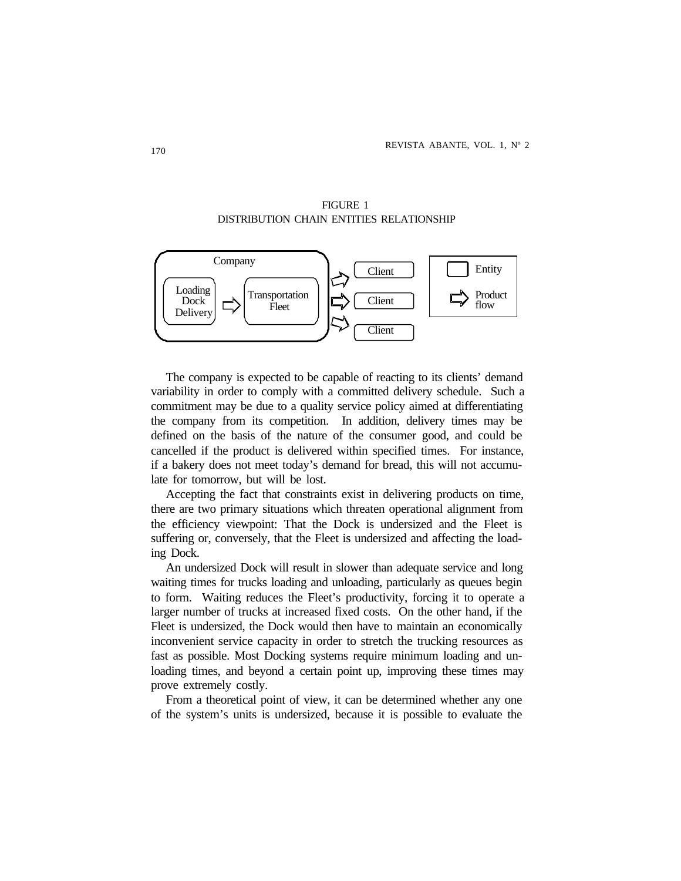FIGURE 1
DISTRIBUTION CHAIN ENTITIES RELATIONSHIP

The company is expected to be capable of reacting to its clients' demand variability in order to comply with a committed delivery schedule. Such a commitment may be due to a quality service policy aimed at differentiating the company from its competition. In addition, delivery times may be defined on the basis of the nature of the consumer good, and could be cancelled if the product is delivered within specified times. For instance, if a bakery does not meet today's demand for bread, this will not accumulate for tomorrow, but will be lost.

Accepting the fact that constraints exist in delivering products on time, there are two primary situations which threaten operational alignment from the efficiency viewpoint: That the Dock is undersized and the Fleet is suffering or, conversely, that the Fleet is undersized and affecting the loading Dock.

An undersized Dock will result in slower than adequate service and long waiting times for trucks loading and unloading, particularly as queues begin to form. Waiting reduces the Fleet's productivity, forcing it to operate a larger number of trucks at increased fixed costs. On the other hand, if the Fleet is undersized, the Dock would then have to maintain an economically inconvenient service capacity in order to stretch the trucking resources as fast as possible. Most Docking systems require minimum loading and unloading times, and beyond a certain point up, improving these times may prove extremely costly.

From a theoretical point of view, it can be determined whether any one of the system's units is undersized, because it is possible to evaluate the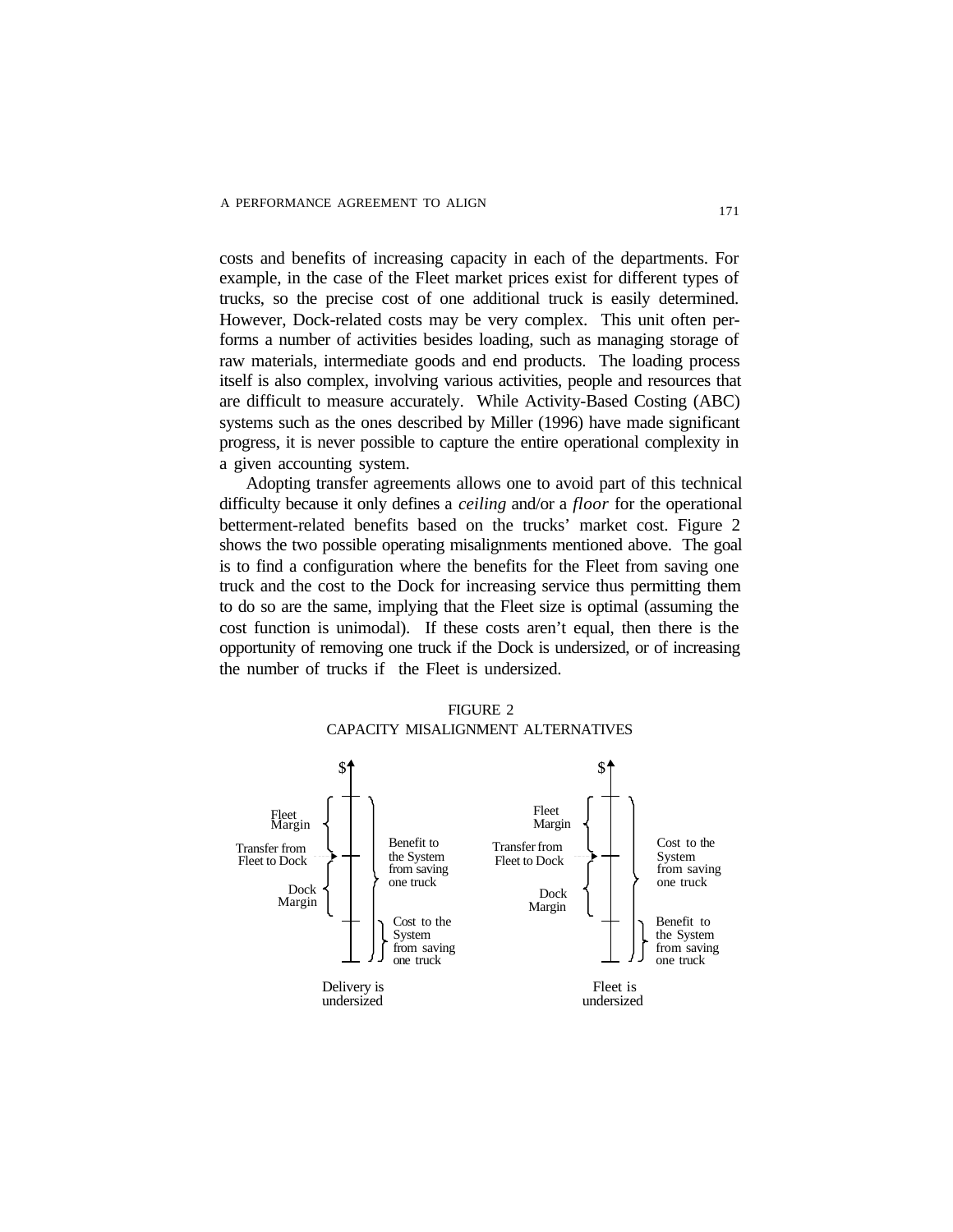costs and benefits of increasing capacity in each of the departments. For example, in the case of the Fleet market prices exist for different types of trucks, so the precise cost of one additional truck is easily determined. However, Dock-related costs may be very complex. This unit often performs a number of activities besides loading, such as managing storage of raw materials, intermediate goods and end products. The loading process itself is also complex, involving various activities, people and resources that are difficult to measure accurately. While Activity-Based Costing (ABC) systems such as the ones described by Miller (1996) have made significant progress, it is never possible to capture the entire operational complexity in a given accounting system.

Adopting transfer agreements allows one to avoid part of this technical difficulty because it only defines a *ceiling* and/or a *floor* for the operational betterment-related benefits based on the trucks' market cost. Figure 2 shows the two possible operating misalignments mentioned above. The goal is to find a configuration where the benefits for the Fleet from saving one truck and the cost to the Dock for increasing service thus permitting them to do so are the same, implying that the Fleet size is optimal (assuming the cost function is unimodal). If these costs aren't equal, then there is the opportunity of removing one truck if the Dock is undersized, or of increasing the number of trucks if the Fleet is undersized.

FIGURE 2
CAPACITY MISALIGNMENT ALTERNATIVES

$ — Fleet Margin; Transfer from Fleet to Dock; Dock Margin; Benefit to the System from saving one truck; Cost to the System from saving one truck

Delivery is undersized

$ — Fleet Margin; Transfer from Fleet to Dock; Dock Margin; Cost to the System from saving one truck; Benefit to the System from saving one truck

Fleet is undersized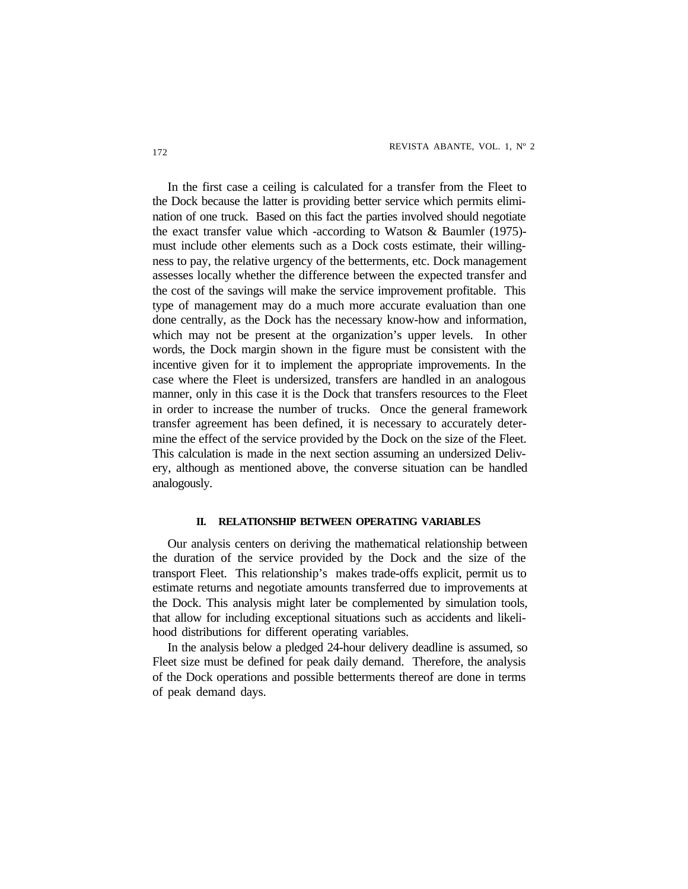In the first case a ceiling is calculated for a transfer from the Fleet to the Dock because the latter is providing better service which permits elimination of one truck. Based on this fact the parties involved should negotiate the exact transfer value which -according to Watson & Baumler (1975)- must include other elements such as a Dock costs estimate, their willingness to pay, the relative urgency of the betterments, etc. Dock management assesses locally whether the difference between the expected transfer and the cost of the savings will make the service improvement profitable. This type of management may do a much more accurate evaluation than one done centrally, as the Dock has the necessary know-how and information, which may not be present at the organization's upper levels. In other words, the Dock margin shown in the figure must be consistent with the incentive given for it to implement the appropriate improvements. In the case where the Fleet is undersized, transfers are handled in an analogous manner, only in this case it is the Dock that transfers resources to the Fleet in order to increase the number of trucks. Once the general framework transfer agreement has been defined, it is necessary to accurately determine the effect of the service provided by the Dock on the size of the Fleet. This calculation is made in the next section assuming an undersized Delivery, although as mentioned above, the converse situation can be handled analogously.

## II. RELATIONSHIP BETWEEN OPERATING VARIABLES

Our analysis centers on deriving the mathematical relationship between the duration of the service provided by the Dock and the size of the transport Fleet. This relationship's makes trade-offs explicit, permit us to estimate returns and negotiate amounts transferred due to improvements at the Dock. This analysis might later be complemented by simulation tools, that allow for including exceptional situations such as accidents and likelihood distributions for different operating variables.

In the analysis below a pledged 24-hour delivery deadline is assumed, so Fleet size must be defined for peak daily demand. Therefore, the analysis of the Dock operations and possible betterments thereof are done in terms of peak demand days.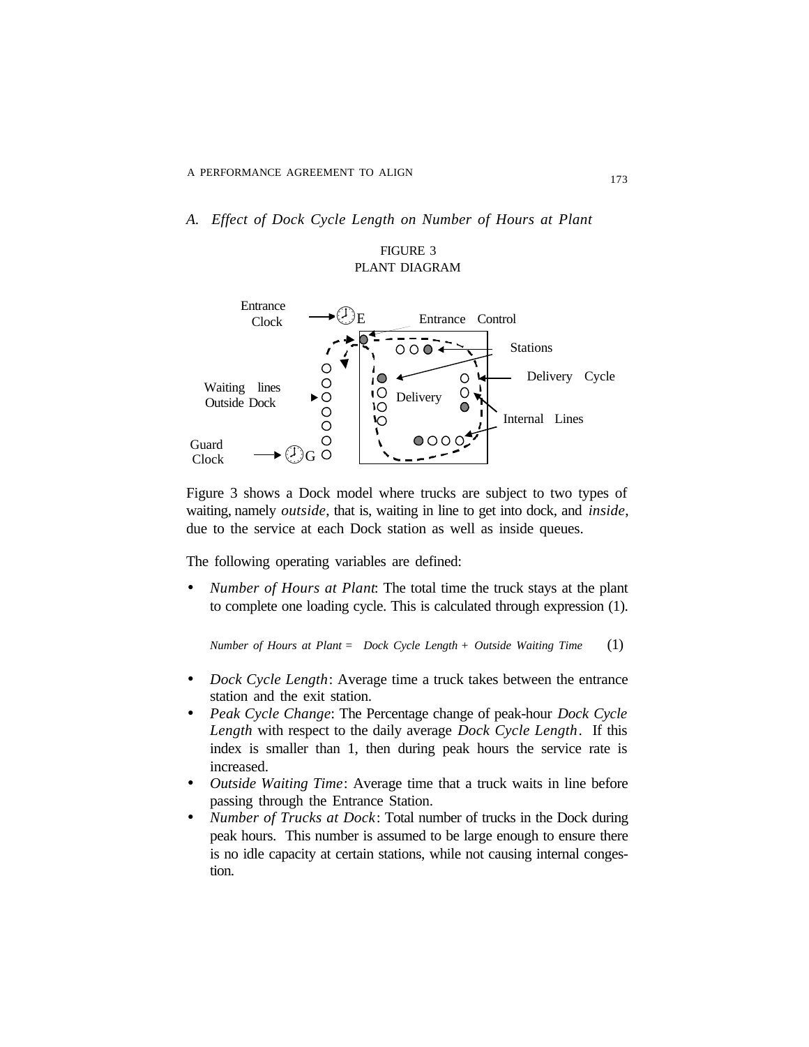## A. Effect of Dock Cycle Length on Number of Hours at Plant

FIGURE 3
PLANT DIAGRAM

Entrance Clock E Entrance Control Stations Delivery Cycle Waiting lines Outside Dock Delivery Internal Lines Guard Clock G

Figure 3 shows a Dock model where trucks are subject to two types of waiting, namely *outside*, that is, waiting in line to get into dock, and *inside*, due to the service at each Dock station as well as inside queues.

The following operating variables are defined:

- *Number of Hours at Plant*: The total time the truck stays at the plant to complete one loading cycle. This is calculated through expression (1).

$$\textit{Number of Hours at Plant} = \textit{Dock Cycle Length} + \textit{Outside Waiting Time} \qquad (1)$$

- *Dock Cycle Length*: Average time a truck takes between the entrance station and the exit station.
- *Peak Cycle Change*: The Percentage change of peak-hour *Dock Cycle Length* with respect to the daily average *Dock Cycle Length*. If this index is smaller than 1, then during peak hours the service rate is increased.
- *Outside Waiting Time*: Average time that a truck waits in line before passing through the Entrance Station.
- *Number of Trucks at Dock*: Total number of trucks in the Dock during peak hours. This number is assumed to be large enough to ensure there is no idle capacity at certain stations, while not causing internal congestion.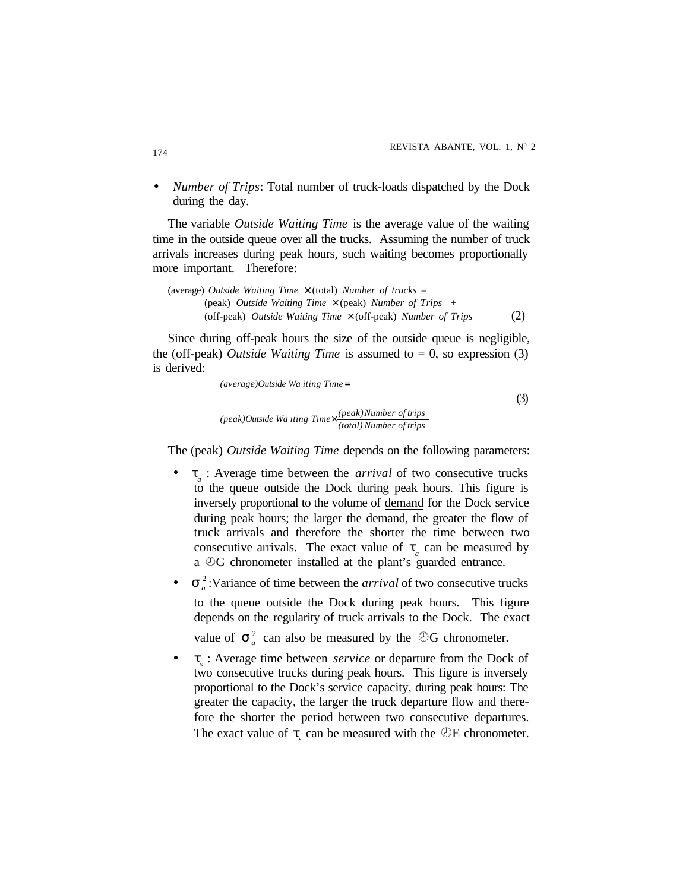- *Number of Trips*: Total number of truck-loads dispatched by the Dock during the day.

The variable *Outside Waiting Time* is the average value of the waiting time in the outside queue over all the trucks. Assuming the number of truck arrivals increases during peak hours, such waiting becomes proportionally more important. Therefore:

$$\begin{aligned}&\text{(average) } \textit{Outside Waiting Time} \times \text{(total) } \textit{Number of trucks} = \\ &\quad \text{(peak) } \textit{Outside Waiting Time} \times \text{(peak) } \textit{Number of Trips} + \\ &\quad \text{(off-peak) } \textit{Outside Waiting Time} \times \text{(off-peak) } \textit{Number of Trips}\end{aligned} \tag{2}$$

Since during off-peak hours the size of the outside queue is negligible, the (off-peak) *Outside Waiting Time* is assumed to = 0, so expression (3) is derived:

$$\textit{(average)Outside Waiting Time} = \textit{(peak)Outside Waiting Time} \times \frac{\textit{(peak) Number of trips}}{\textit{(total) Number of trips}} \tag{3}$$

The (peak) *Outside Waiting Time* depends on the following parameters:

- $\tau_a$ : Average time between the *arrival* of two consecutive trucks to the queue outside the Dock during peak hours. This figure is inversely proportional to the volume of demand for the Dock service during peak hours; the larger the demand, the greater the flow of truck arrivals and therefore the shorter the time between two consecutive arrivals. The exact value of $\tau_a$ can be measured by a ⌚G chronometer installed at the plant's guarded entrance.
- $\sigma_a^2$ :Variance of time between the *arrival* of two consecutive trucks to the queue outside the Dock during peak hours. This figure depends on the regularity of truck arrivals to the Dock. The exact value of $\sigma_a^2$ can also be measured by the ⌚G chronometer.
- $\tau_s$ : Average time between *service* or departure from the Dock of two consecutive trucks during peak hours. This figure is inversely proportional to the Dock's service capacity, during peak hours: The greater the capacity, the larger the truck departure flow and therefore the shorter the period between two consecutive departures. The exact value of $\tau_s$ can be measured with the ⌚E chronometer.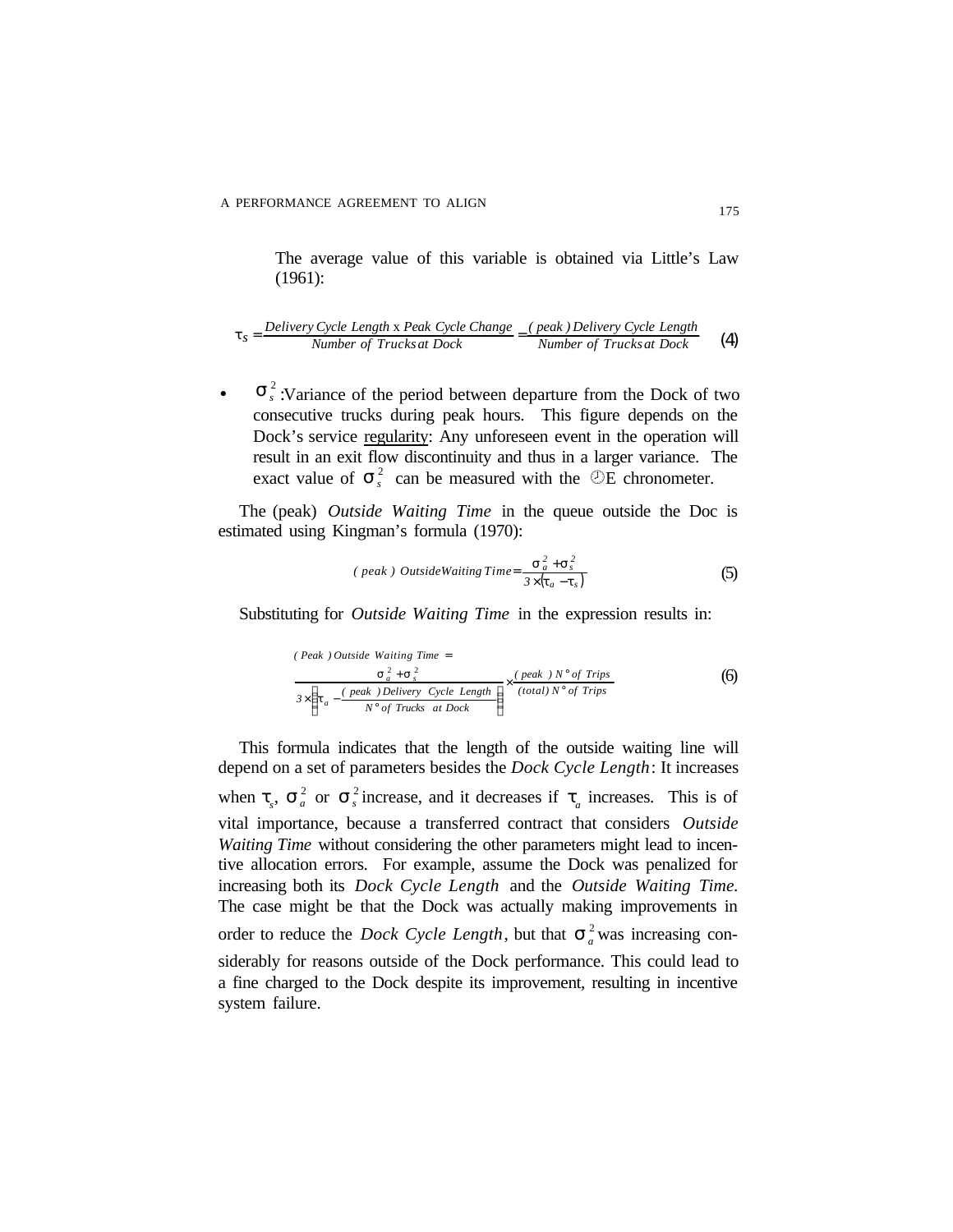The average value of this variable is obtained via Little's Law (1961):

$$\tau_S = \frac{\textit{Delivery Cycle Length} \text{ x } \textit{Peak Cycle Change}}{\textit{Number of Trucks at Dock}} = \frac{(\textit{peak}) \textit{ Delivery Cycle Length}}{\textit{Number of Trucks at Dock}} \quad (4)$$

- $\sigma_s^2$ :Variance of the period between departure from the Dock of two consecutive trucks during peak hours. This figure depends on the Dock's service regularity: Any unforeseen event in the operation will result in an exit flow discontinuity and thus in a larger variance. The exact value of $\sigma_s^2$ can be measured with the ⌚E chronometer.

The (peak) *Outside Waiting Time* in the queue outside the Doc is estimated using Kingman's formula (1970):

$$(\textit{peak}) \textit{ OutsideWaiting Time} = \frac{\sigma_a^2 + \sigma_s^2}{3 \times (\tau_a - \tau_s)} \quad (5)$$

Substituting for *Outside Waiting Time* in the expression results in:

$$(\textit{Peak}) \textit{ Outside Waiting Time} = \frac{\sigma_a^2 + \sigma_s^2}{3 \times \left( \tau_a - \frac{(\textit{peak}) \textit{ Delivery Cycle Length}}{N^\circ \textit{ of Trucks at Dock}} \right)} \times \frac{(\textit{peak}) \; N^\circ \textit{ of Trips}}{(\textit{total}) \; N^\circ \textit{ of Trips}} \quad (6)$$

This formula indicates that the length of the outside waiting line will depend on a set of parameters besides the *Dock Cycle Length*: It increases when $\tau_s$, $\sigma_a^2$ or $\sigma_s^2$ increase, and it decreases if $\tau_a$ increases. This is of vital importance, because a transferred contract that considers *Outside Waiting Time* without considering the other parameters might lead to incentive allocation errors. For example, assume the Dock was penalized for increasing both its *Dock Cycle Length* and the *Outside Waiting Time.* The case might be that the Dock was actually making improvements in order to reduce the *Dock Cycle Length*, but that $\sigma_a^2$ was increasing considerably for reasons outside of the Dock performance. This could lead to a fine charged to the Dock despite its improvement, resulting in incentive system failure.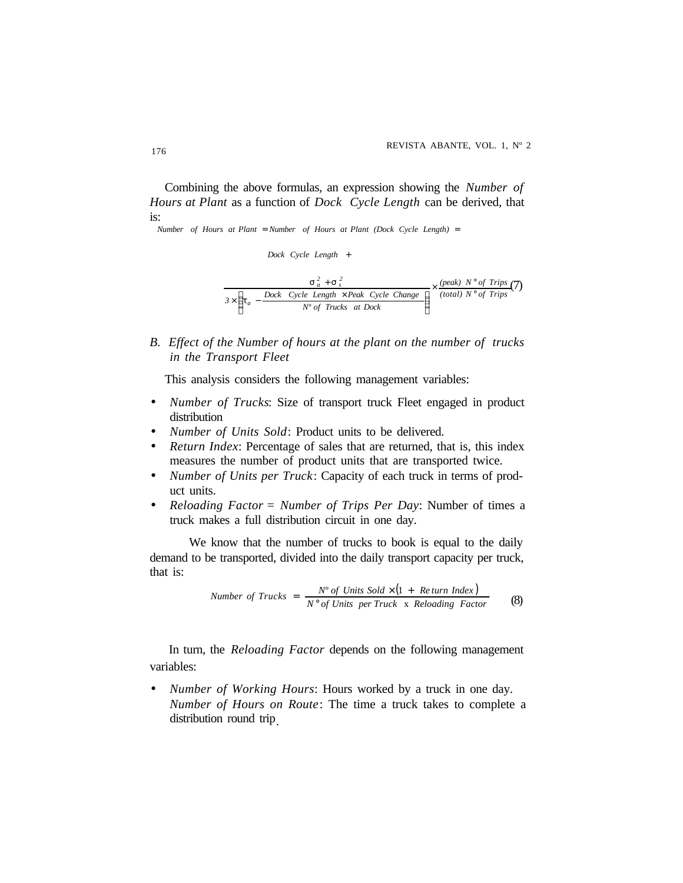Combining the above formulas, an expression showing the *Number of Hours at Plant* as a function of *Dock Cycle Length* can be derived, that is:

$$Number\ of\ Hours\ at\ Plant = Number\ of\ Hours\ at\ Plant\ (Dock\ Cycle\ Length) =$$

$$Dock\ Cycle\ Length\ + \frac{\sigma_a^2 + \sigma_s^2}{3 \times \left(\tau_a - \dfrac{Dock\ Cycle\ Length \times Peak\ Cycle\ Change}{N^o\ of\ Trucks\ at\ Dock}\right)} \times \frac{(peak)\ N^\circ\ of\ Trips}{(total)\ N^\circ\ of\ Trips} \quad (7)$$

*B. Effect of the Number of hours at the plant on the number of trucks in the Transport Fleet*

This analysis considers the following management variables:

- *Number of Trucks*: Size of transport truck Fleet engaged in product distribution
- *Number of Units Sold*: Product units to be delivered.
- *Return Index*: Percentage of sales that are returned, that is, this index measures the number of product units that are transported twice.
- *Number of Units per Truck*: Capacity of each truck in terms of product units.
- *Reloading Factor* = *Number of Trips Per Day*: Number of times a truck makes a full distribution circuit in one day.

We know that the number of trucks to book is equal to the daily demand to be transported, divided into the daily transport capacity per truck, that is:

$$Number\ of\ Trucks = \frac{N^o\ of\ Units\ Sold \times (1 + Return\ Index)}{N^\circ\ of\ Units\ per\ Truck\ \text{x}\ Reloading\ Factor} \quad (8)$$

In turn, the *Reloading Factor* depends on the following management variables:

- *Number of Working Hours*: Hours worked by a truck in one day. *Number of Hours on Route*: The time a truck takes to complete a distribution round trip.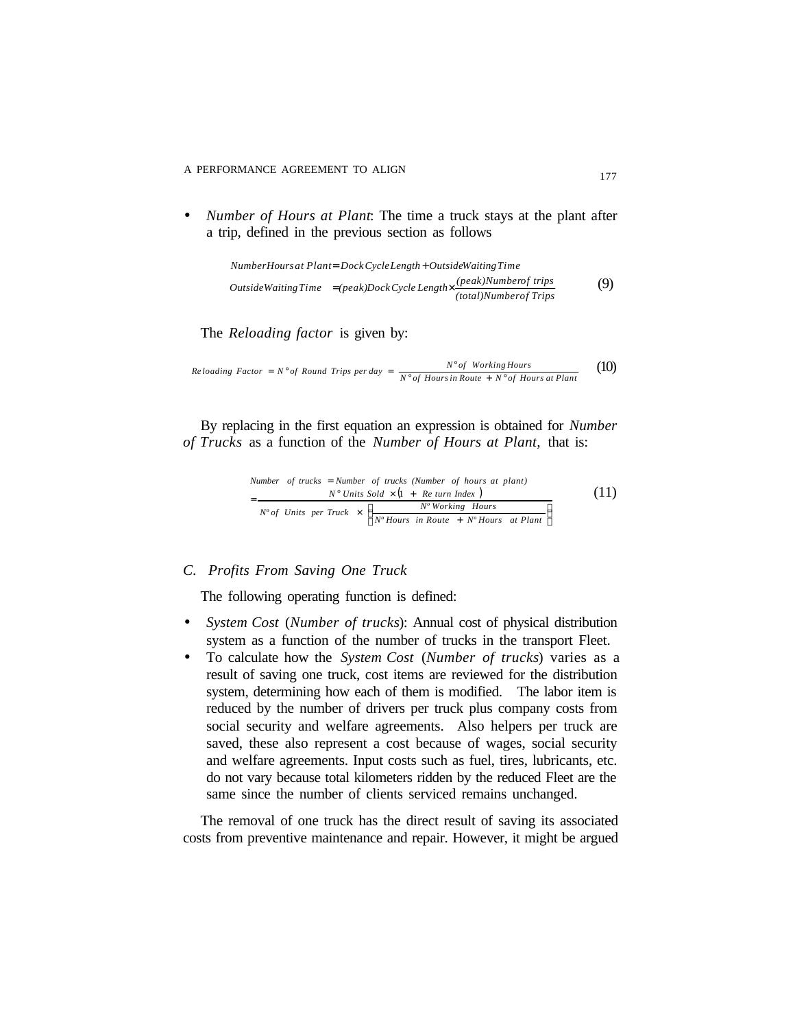- *Number of Hours at Plant*: The time a truck stays at the plant after a trip, defined in the previous section as follows

$$\begin{aligned} &Number Hours\,at\,Plant = Dock\,Cycle\,Length + Outside Waiting\,Time \\ &Outside Waiting\,Time = (peak) Dock\,Cycle\,Length \times \frac{(peak) Number of\ trips}{(total) Number of\ Trips} \end{aligned} \tag{9}$$

The *Reloading factor* is given by:

$$Reloading\ Factor = N^\circ of\ Round\ Trips\ per\ day = \frac{N^\circ of\ Working\,Hours}{N^\circ of\ Hours\,in\,Route + N^\circ of\ Hours\,at\,Plant} \tag{10}$$

By replacing in the first equation an expression is obtained for *Number of Trucks* as a function of the *Number of Hours at Plant,* that is:

$$\begin{aligned} &Number\ of\ trucks = Number\ of\ trucks\ (Number\ of\ hours\ at\ plant) \\ &= \frac{N^\circ Units\ Sold \times (1 + Return\ Index)}{N^o of\ Units\ per\ Truck \times \left( \dfrac{N^o\,Working\ Hours}{N^o\,Hours\ in\ Route + N^o\,Hours\ at\ Plant} \right)} \end{aligned} \tag{11}$$

## C. Profits From Saving One Truck

The following operating function is defined:

- *System Cost* (*Number of trucks*): Annual cost of physical distribution system as a function of the number of trucks in the transport Fleet.
- To calculate how the *System Cost* (*Number of trucks*) varies as a result of saving one truck, cost items are reviewed for the distribution system, determining how each of them is modified. The labor item is reduced by the number of drivers per truck plus company costs from social security and welfare agreements. Also helpers per truck are saved, these also represent a cost because of wages, social security and welfare agreements. Input costs such as fuel, tires, lubricants, etc. do not vary because total kilometers ridden by the reduced Fleet are the same since the number of clients serviced remains unchanged.

The removal of one truck has the direct result of saving its associated costs from preventive maintenance and repair. However, it might be argued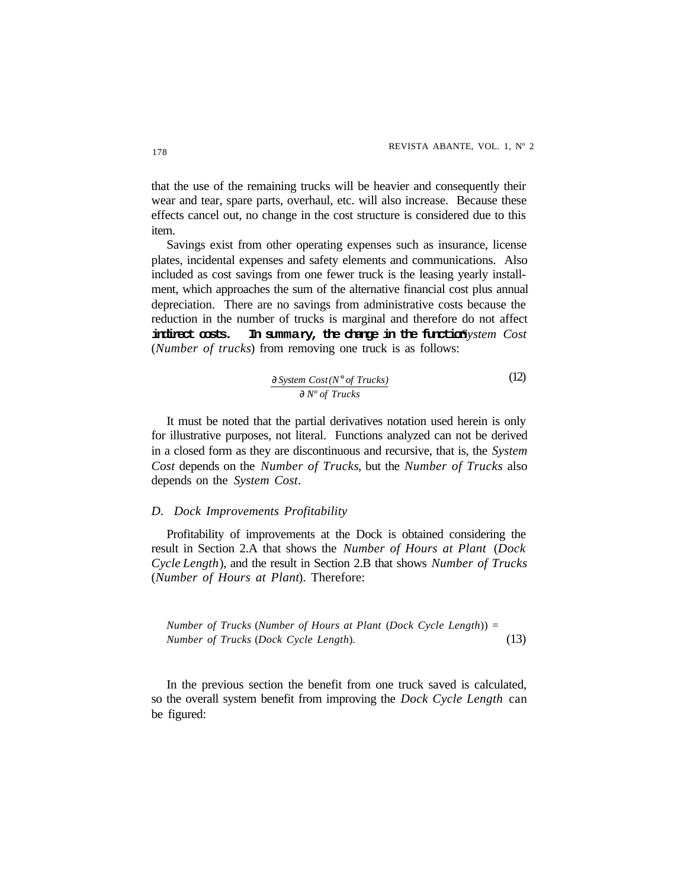that the use of the remaining trucks will be heavier and consequently their wear and tear, spare parts, overhaul, etc. will also increase. Because these effects cancel out, no change in the cost structure is considered due to this item.

Savings exist from other operating expenses such as insurance, license plates, incidental expenses and safety elements and communications. Also included as cost savings from one fewer truck is the leasing yearly installment, which approaches the sum of the alternative financial cost plus annual depreciation. There are no savings from administrative costs because the reduction in the number of trucks is marginal and therefore do not affect indirect costs. In summary, the change in the function *System Cost* (*Number of trucks*) from removing one truck is as follows:

$$\frac{\partial \, System\ Cost(N^{\circ}\ of\ Trucks)}{\partial \, N^{o}\ of\ Trucks} \tag{12}$$

It must be noted that the partial derivatives notation used herein is only for illustrative purposes, not literal. Functions analyzed can not be derived in a closed form as they are discontinuous and recursive, that is, the *System Cost* depends on the *Number of Trucks*, but the *Number of Trucks* also depends on the *System Cost*.

### *D. Dock Improvements Profitability*

Profitability of improvements at the Dock is obtained considering the result in Section 2.A that shows the *Number of Hours at Plant* (*Dock Cycle Length*), and the result in Section 2.B that shows *Number of Trucks* (*Number of Hours at Plant*). Therefore:

$$Number\ of\ Trucks\ (Number\ of\ Hours\ at\ Plant\ (Dock\ Cycle\ Length)) = Number\ of\ Trucks\ (Dock\ Cycle\ Length). \tag{13}$$

In the previous section the benefit from one truck saved is calculated, so the overall system benefit from improving the *Dock Cycle Length* can be figured: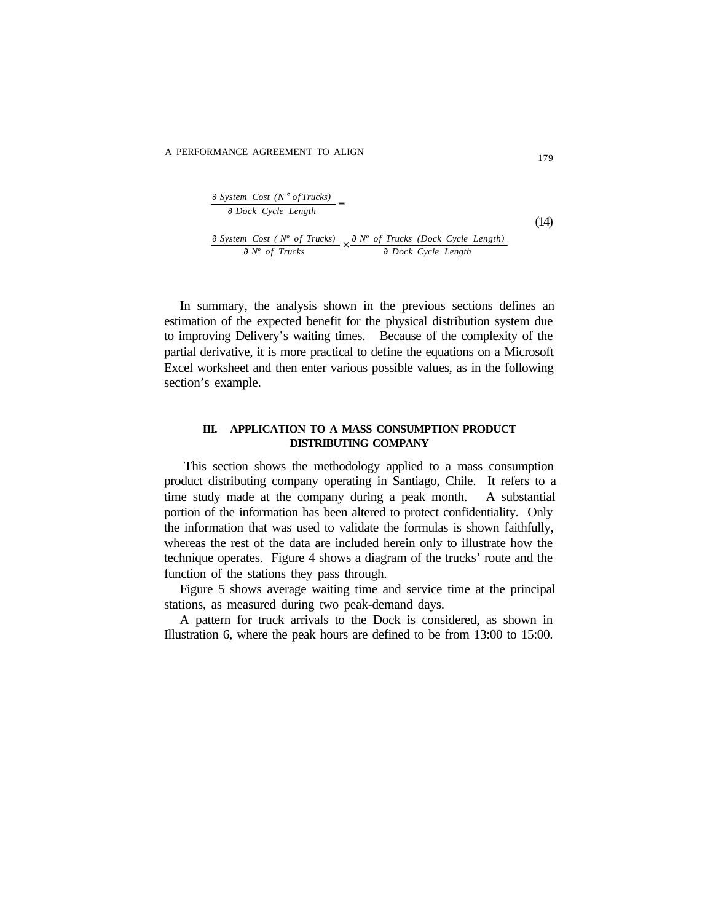$$\frac{\partial\ System\ Cost\ (N^{\circ}\ of Trucks)}{\partial\ Dock\ Cycle\ Length} = \frac{\partial\ System\ Cost\ (\ N^{o}\ of\ Trucks)}{\partial\ N^{o}\ of\ Trucks} \times \frac{\partial\ N^{o}\ of\ Trucks\ (Dock\ Cycle\ Length)}{\partial\ Dock\ Cycle\ Length} \tag{14}$$

In summary, the analysis shown in the previous sections defines an estimation of the expected benefit for the physical distribution system due to improving Delivery's waiting times. Because of the complexity of the partial derivative, it is more practical to define the equations on a Microsoft Excel worksheet and then enter various possible values, as in the following section's example.

## III. APPLICATION TO A MASS CONSUMPTION PRODUCT DISTRIBUTING COMPANY

This section shows the methodology applied to a mass consumption product distributing company operating in Santiago, Chile. It refers to a time study made at the company during a peak month. A substantial portion of the information has been altered to protect confidentiality. Only the information that was used to validate the formulas is shown faithfully, whereas the rest of the data are included herein only to illustrate how the technique operates. Figure 4 shows a diagram of the trucks' route and the function of the stations they pass through.

Figure 5 shows average waiting time and service time at the principal stations, as measured during two peak-demand days.

A pattern for truck arrivals to the Dock is considered, as shown in Illustration 6, where the peak hours are defined to be from 13:00 to 15:00.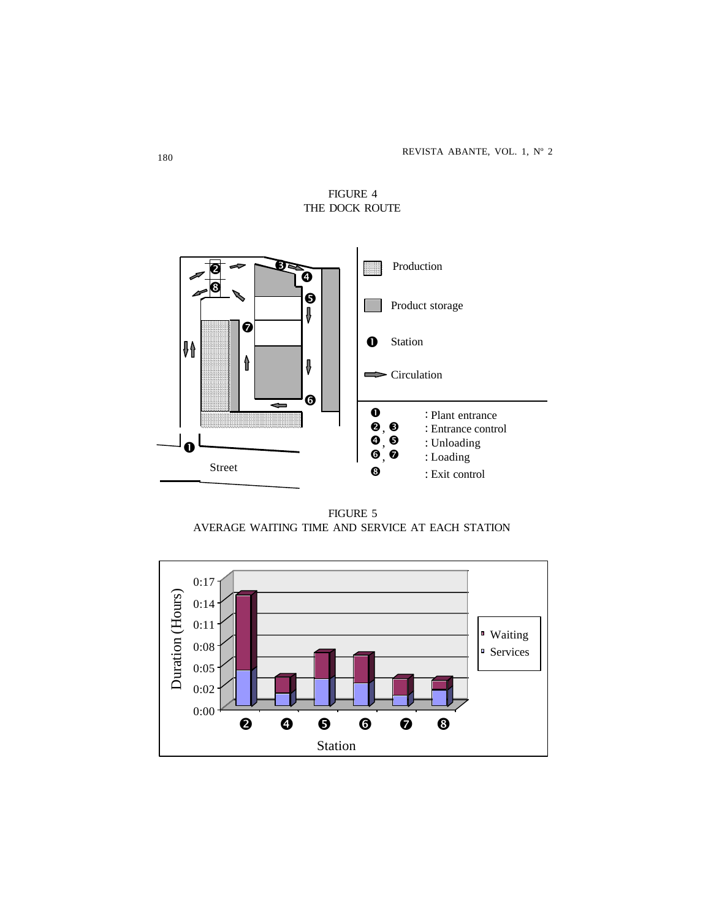FIGURE 4
THE DOCK ROUTE

FIGURE 5
AVERAGE WAITING TIME AND SERVICE AT EACH STATION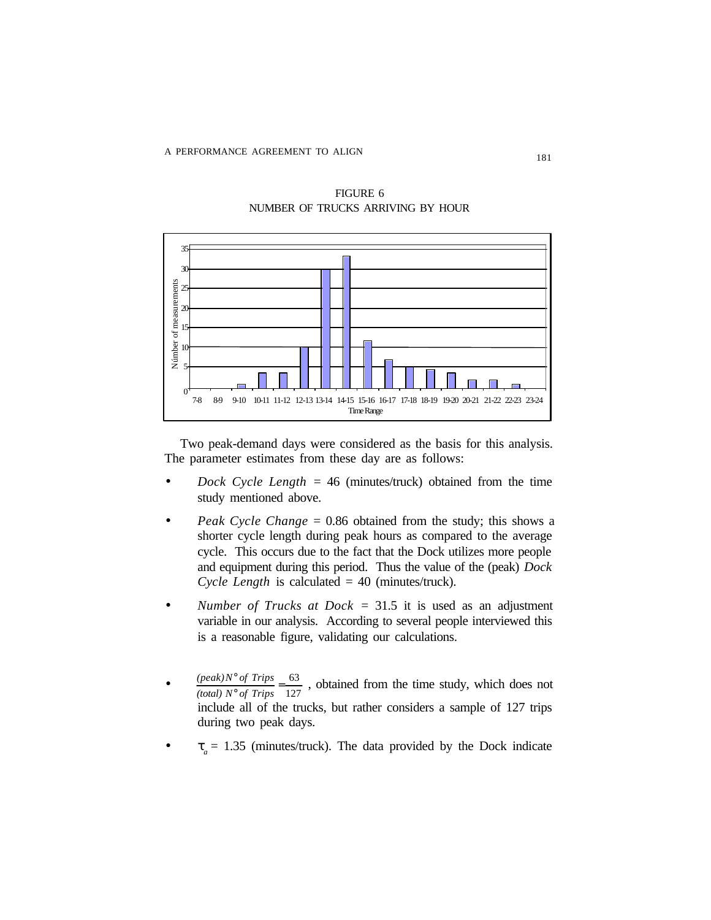FIGURE 6
NUMBER OF TRUCKS ARRIVING BY HOUR

Two peak-demand days were considered as the basis for this analysis. The parameter estimates from these day are as follows:

- *Dock Cycle Length* = 46 (minutes/truck) obtained from the time study mentioned above.
- *Peak Cycle Change* = 0.86 obtained from the study; this shows a shorter cycle length during peak hours as compared to the average cycle. This occurs due to the fact that the Dock utilizes more people and equipment during this period. Thus the value of the (peak) *Dock Cycle Length* is calculated = 40 (minutes/truck).
- *Number of Trucks at Dock* = 31.5 it is used as an adjustment variable in our analysis. According to several people interviewed this is a reasonable figure, validating our calculations.
- $\frac{\textit{(peak)} N^{\circ} \textit{ of Trips}}{\textit{(total)} N^{\circ} \textit{ of Trips}} = \frac{63}{127}$, obtained from the time study, which does not include all of the trucks, but rather considers a sample of 127 trips during two peak days.
- $\tau_a$ = 1.35 (minutes/truck). The data provided by the Dock indicate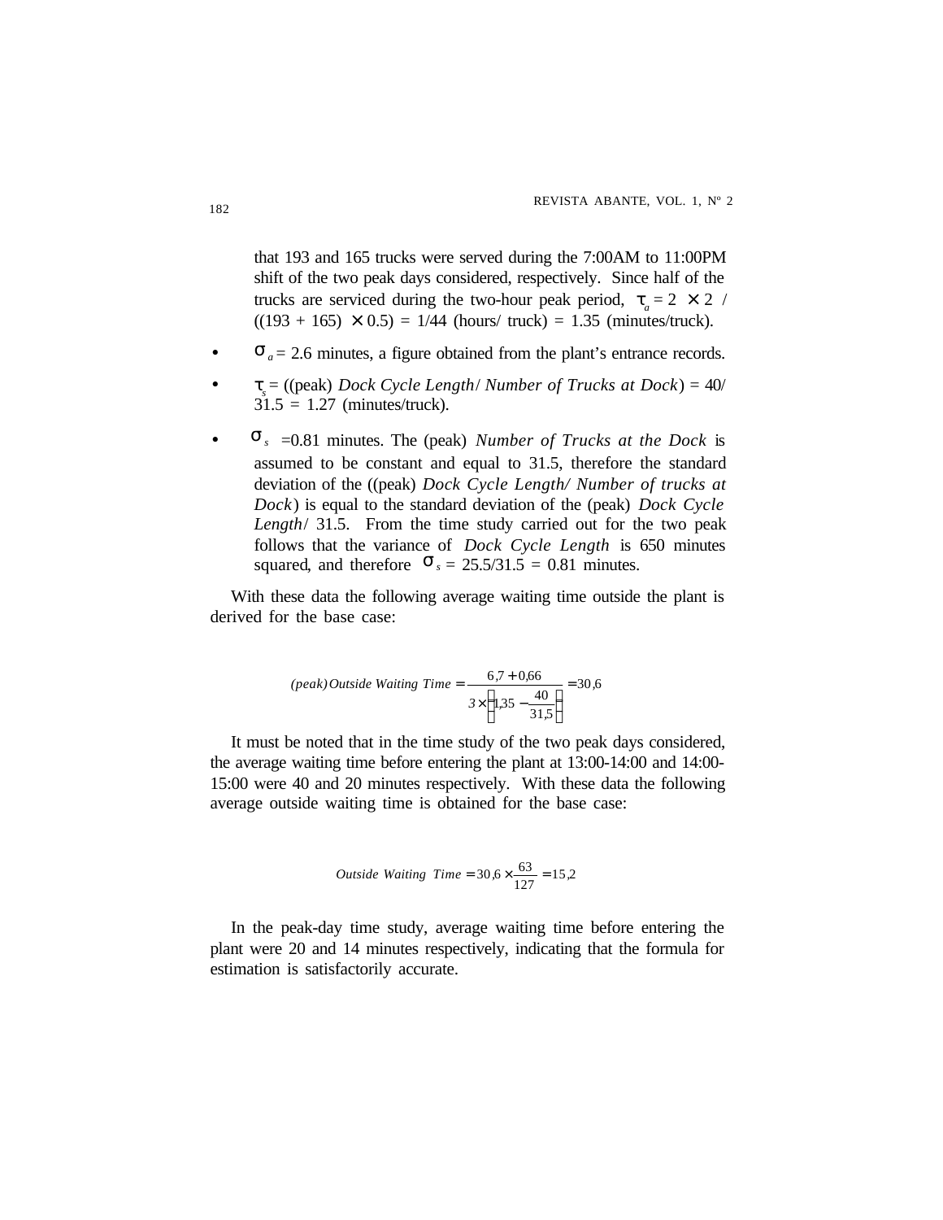that 193 and 165 trucks were served during the 7:00AM to 11:00PM shift of the two peak days considered, respectively. Since half of the trucks are serviced during the two-hour peak period, $\tau_a = 2 \times 2 / ((193 + 165) \times 0.5) = 1/44$ (hours/ truck) = 1.35 (minutes/truck).

- $\sigma_a = 2.6$ minutes, a figure obtained from the plant's entrance records.
- $\tau_s$ = ((peak) *Dock Cycle Length/ Number of Trucks at Dock*) = 40/ 31.5 = 1.27 (minutes/truck).
- $\sigma_s$ =0.81 minutes. The (peak) *Number of Trucks at the Dock* is assumed to be constant and equal to 31.5, therefore the standard deviation of the ((peak) *Dock Cycle Length/ Number of trucks at Dock*) is equal to the standard deviation of the (peak) *Dock Cycle Length*/ 31.5. From the time study carried out for the two peak follows that the variance of *Dock Cycle Length* is 650 minutes squared, and therefore $\sigma_s = 25.5/31.5 = 0.81$ minutes.

With these data the following average waiting time outside the plant is derived for the base case:

$$(peak)\,Outside\ Waiting\ Time = \frac{6{,}7 + 0{,}66}{3 \times \left(1{,}35 - \dfrac{40}{31{,}5}\right)} = 30{,}6$$

It must be noted that in the time study of the two peak days considered, the average waiting time before entering the plant at 13:00-14:00 and 14:00-15:00 were 40 and 20 minutes respectively. With these data the following average outside waiting time is obtained for the base case:

$$Outside\ Waiting\ Time = 30{,}6 \times \frac{63}{127} = 15{,}2$$

In the peak-day time study, average waiting time before entering the plant were 20 and 14 minutes respectively, indicating that the formula for estimation is satisfactorily accurate.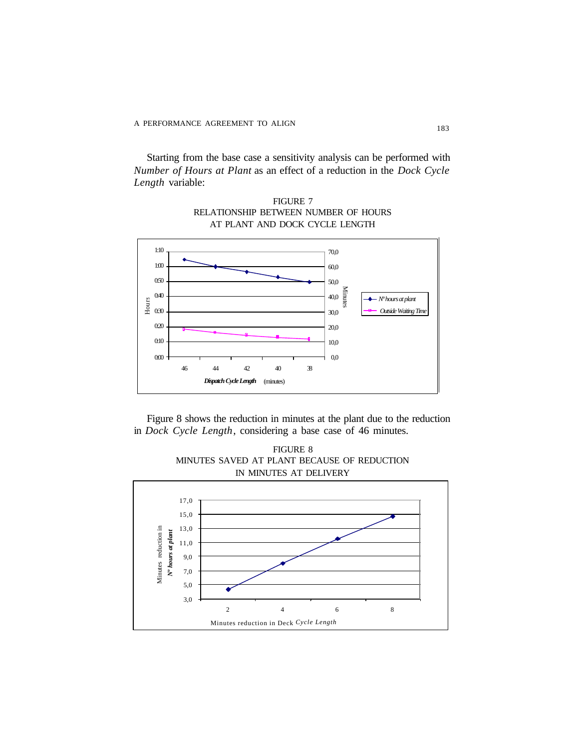Starting from the base case a sensitivity analysis can be performed with *Number of Hours at Plant* as an effect of a reduction in the *Dock Cycle Length* variable:

FIGURE 7
RELATIONSHIP BETWEEN NUMBER OF HOURS AT PLANT AND DOCK CYCLE LENGTH

Figure 8 shows the reduction in minutes at the plant due to the reduction in *Dock Cycle Length*, considering a base case of 46 minutes.

FIGURE 8
MINUTES SAVED AT PLANT BECAUSE OF REDUCTION IN MINUTES AT DELIVERY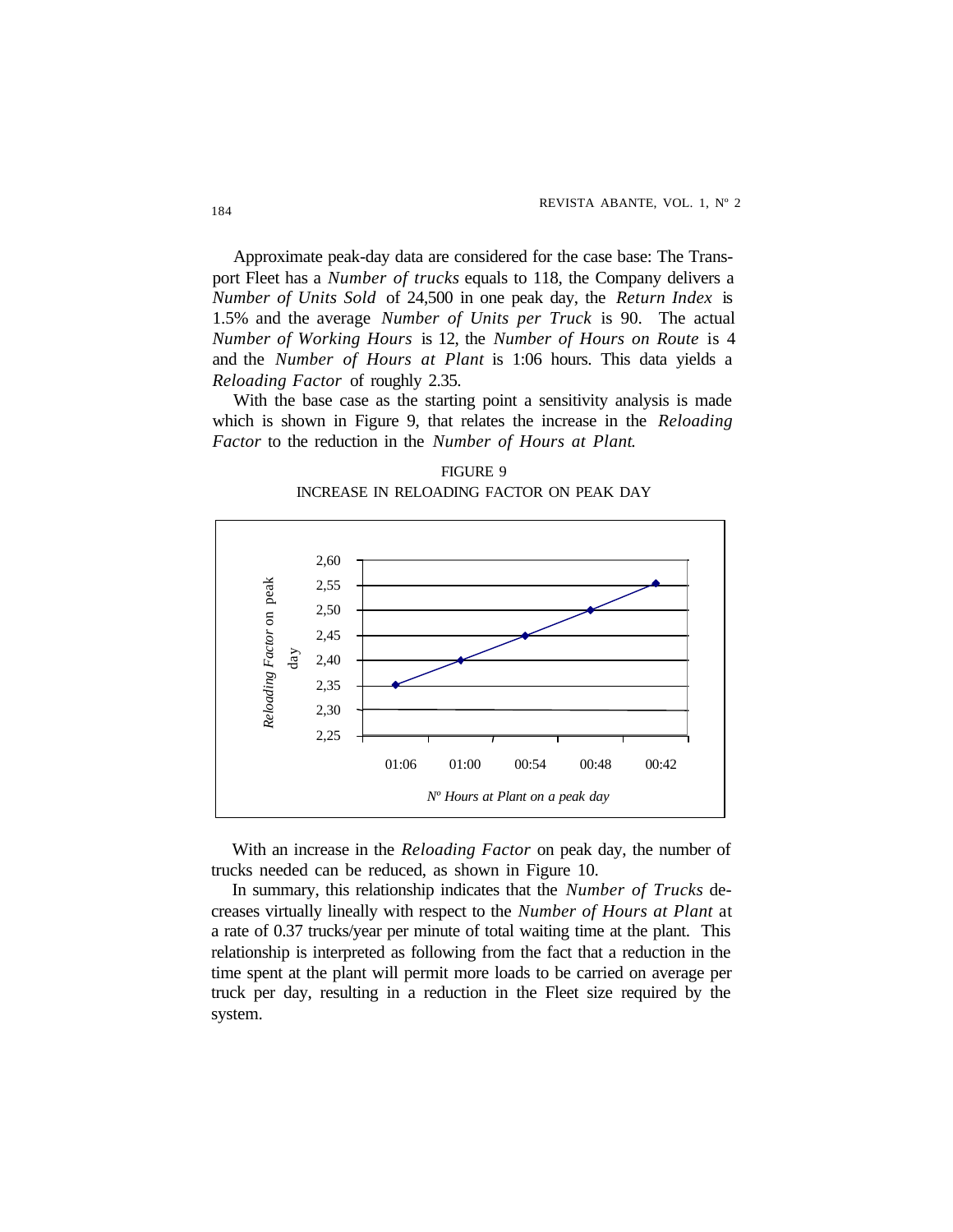Approximate peak-day data are considered for the case base: The Transport Fleet has a *Number of trucks* equals to 118, the Company delivers a *Number of Units Sold* of 24,500 in one peak day, the *Return Index* is 1.5% and the average *Number of Units per Truck* is 90. The actual *Number of Working Hours* is 12, the *Number of Hours on Route* is 4 and the *Number of Hours at Plant* is 1:06 hours. This data yields a *Reloading Factor* of roughly 2.35.

With the base case as the starting point a sensitivity analysis is made which is shown in Figure 9, that relates the increase in the *Reloading Factor* to the reduction in the *Number of Hours at Plant.*

FIGURE 9
INCREASE IN RELOADING FACTOR ON PEAK DAY

| Nº Hours at Plant on a peak day | 01:06 | 01:00 | 00:54 | 00:48 | 00:42 |
|---|---|---|---|---|---|
| *Reloading Factor* on peak day | 2,35 | 2,40 | 2,45 | 2,50 | 2,55 |

With an increase in the *Reloading Factor* on peak day, the number of trucks needed can be reduced, as shown in Figure 10.

In summary, this relationship indicates that the *Number of Trucks* decreases virtually lineally with respect to the *Number of Hours at Plant* at a rate of 0.37 trucks/year per minute of total waiting time at the plant. This relationship is interpreted as following from the fact that a reduction in the time spent at the plant will permit more loads to be carried on average per truck per day, resulting in a reduction in the Fleet size required by the system.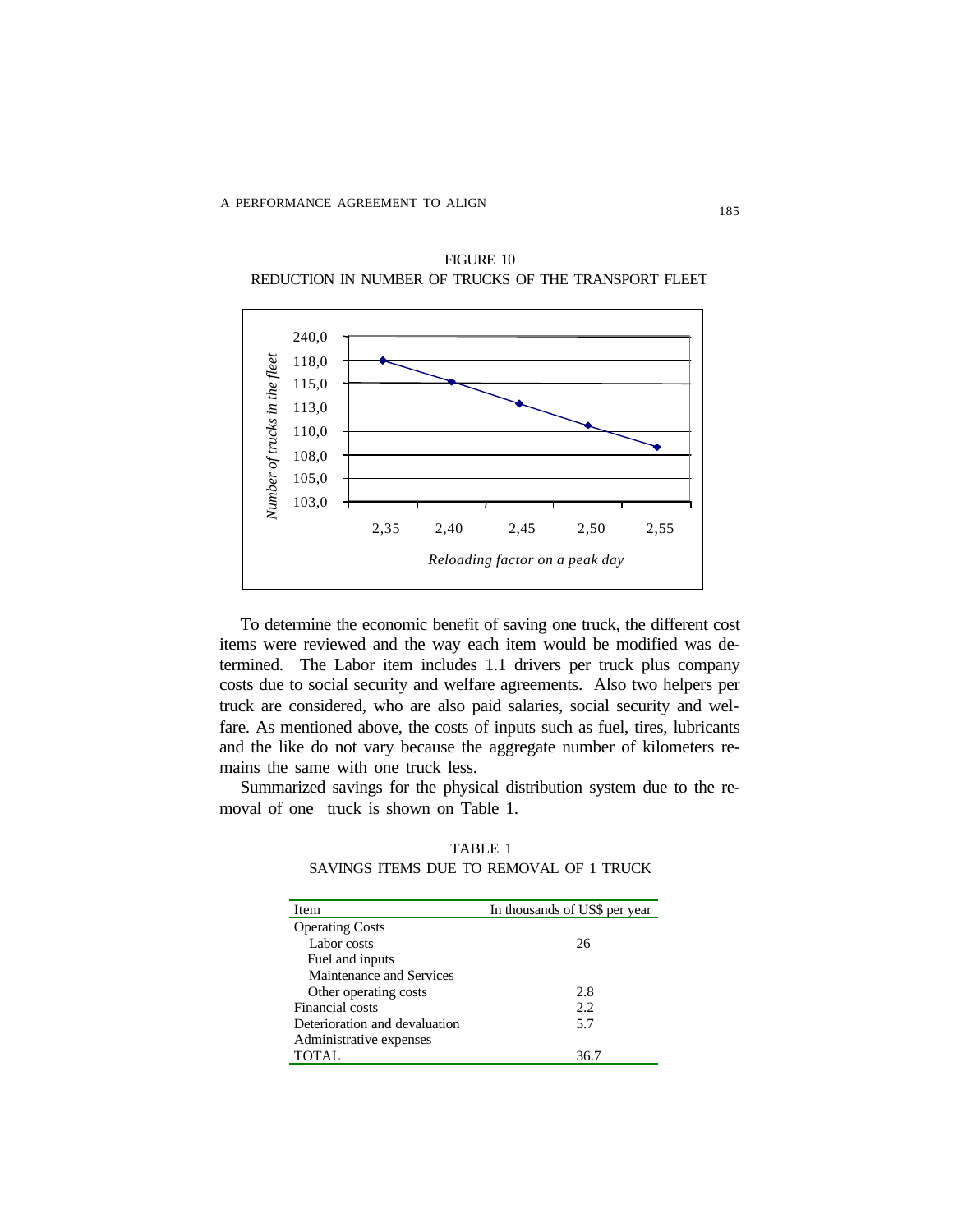FIGURE 10
REDUCTION IN NUMBER OF TRUCKS OF THE TRANSPORT FLEET

To determine the economic benefit of saving one truck, the different cost items were reviewed and the way each item would be modified was determined. The Labor item includes 1.1 drivers per truck plus company costs due to social security and welfare agreements. Also two helpers per truck are considered, who are also paid salaries, social security and welfare. As mentioned above, the costs of inputs such as fuel, tires, lubricants and the like do not vary because the aggregate number of kilometers remains the same with one truck less.

Summarized savings for the physical distribution system due to the removal of one truck is shown on Table 1.

TABLE 1
SAVINGS ITEMS DUE TO REMOVAL OF 1 TRUCK

| Item | In thousands of US$ per year |
|---|---|
| Operating Costs | |
| Labor costs | 26 |
| Fuel and inputs | |
| Maintenance and Services | |
| Other operating costs | 2.8 |
| Financial costs | 2.2 |
| Deterioration and devaluation | 5.7 |
| Administrative expenses | |
| TOTAL | 36.7 |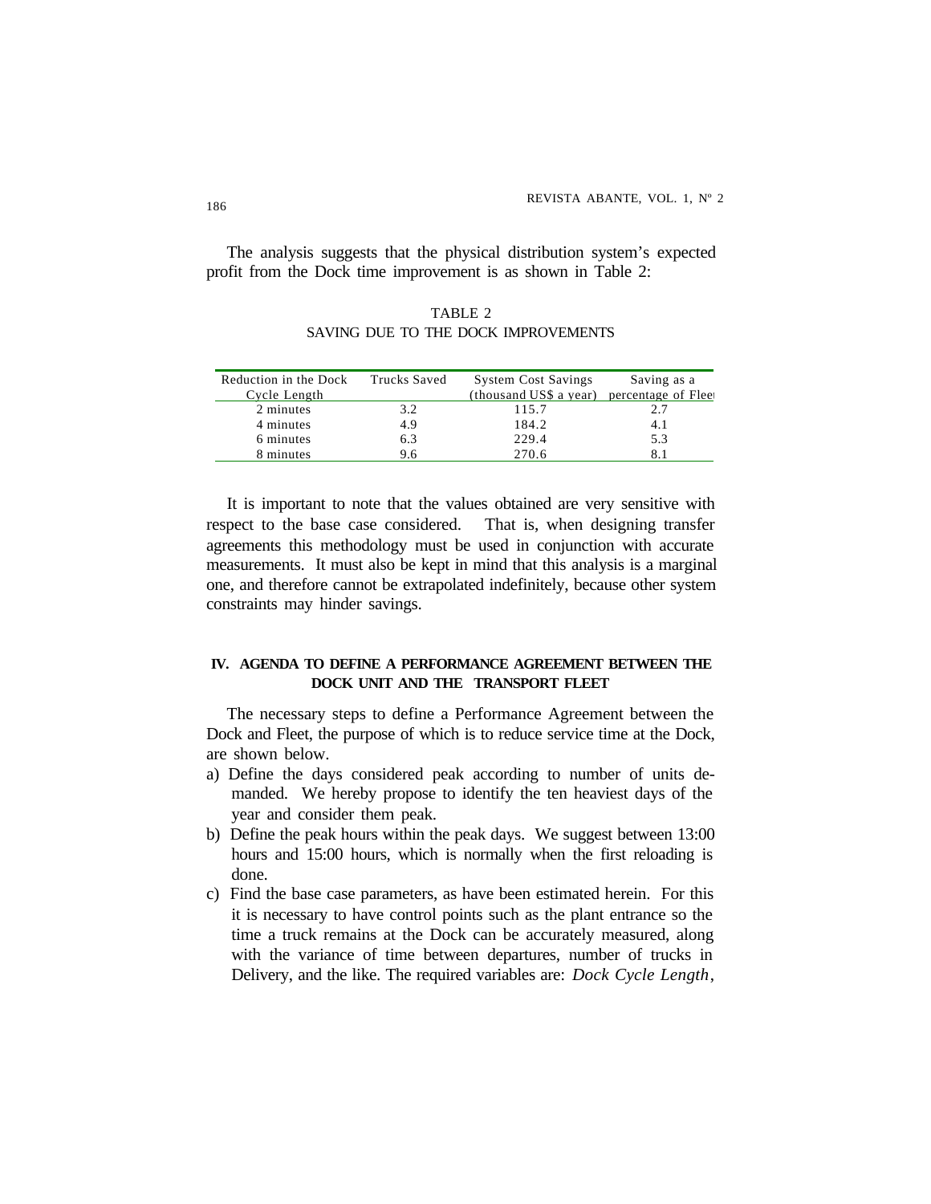The analysis suggests that the physical distribution system's expected profit from the Dock time improvement is as shown in Table 2:

TABLE 2
SAVING DUE TO THE DOCK IMPROVEMENTS

| Reduction in the Dock Cycle Length | Trucks Saved | System Cost Savings (thousand US$ a year) | Saving as a percentage of Fleet |
|---|---|---|---|
| 2 minutes | 3.2 | 115.7 | 2.7 |
| 4 minutes | 4.9 | 184.2 | 4.1 |
| 6 minutes | 6.3 | 229.4 | 5.3 |
| 8 minutes | 9.6 | 270.6 | 8.1 |

It is important to note that the values obtained are very sensitive with respect to the base case considered. That is, when designing transfer agreements this methodology must be used in conjunction with accurate measurements. It must also be kept in mind that this analysis is a marginal one, and therefore cannot be extrapolated indefinitely, because other system constraints may hinder savings.

## IV. AGENDA TO DEFINE A PERFORMANCE AGREEMENT BETWEEN THE DOCK UNIT AND THE TRANSPORT FLEET

The necessary steps to define a Performance Agreement between the Dock and Fleet, the purpose of which is to reduce service time at the Dock, are shown below.

a) Define the days considered peak according to number of units demanded. We hereby propose to identify the ten heaviest days of the year and consider them peak.
b) Define the peak hours within the peak days. We suggest between 13:00 hours and 15:00 hours, which is normally when the first reloading is done.
c) Find the base case parameters, as have been estimated herein. For this it is necessary to have control points such as the plant entrance so the time a truck remains at the Dock can be accurately measured, along with the variance of time between departures, number of trucks in Delivery, and the like. The required variables are: *Dock Cycle Length*,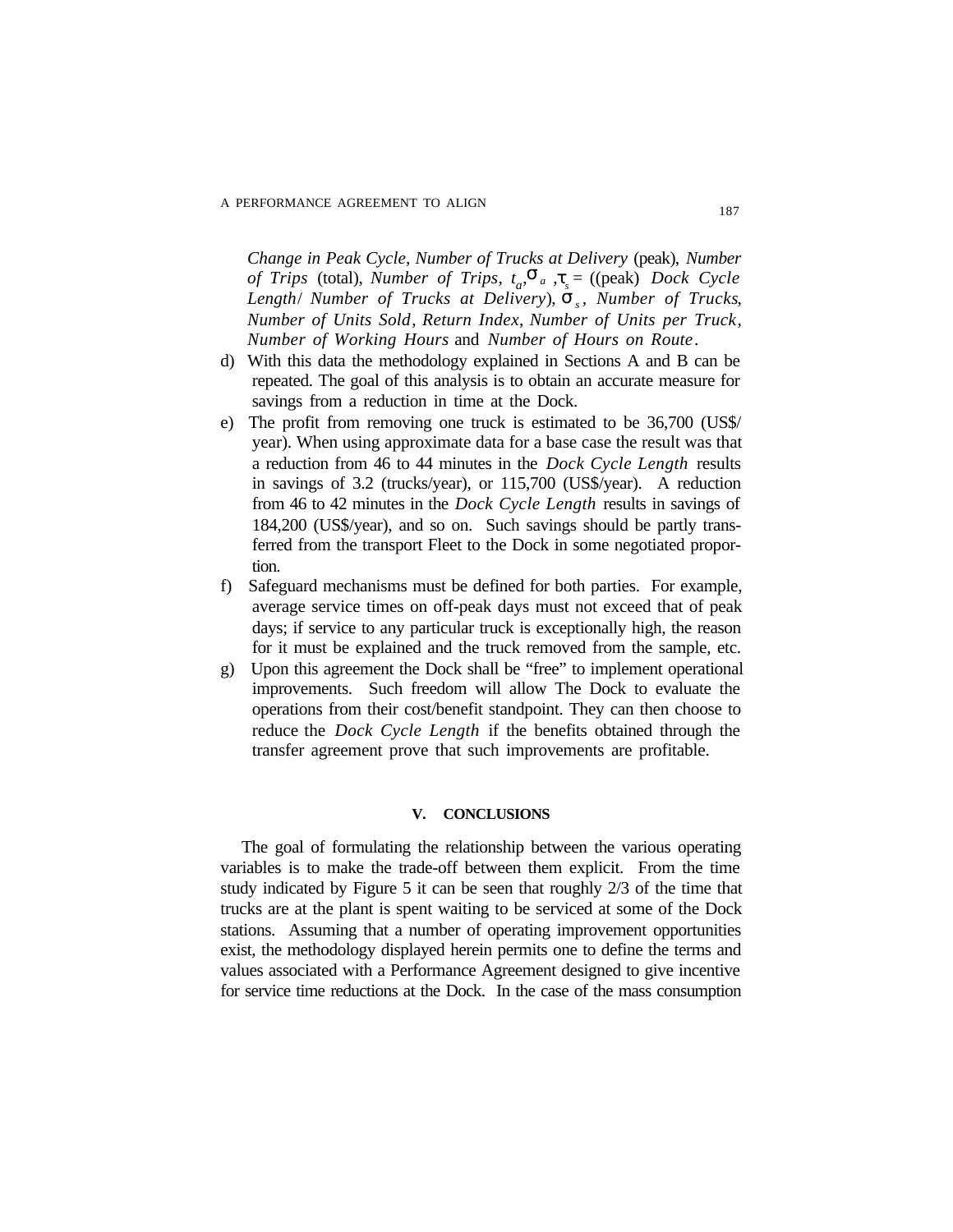*Change in Peak Cycle*, *Number of Trucks at Delivery* (peak), *Number of Trips* (total), *Number of Trips*, $t_a$, $\sigma_a$, $\tau_s$ = ((peak) *Dock Cycle Length*/ *Number of Trucks at Delivery*), $\sigma_s$, *Number of Trucks*, *Number of Units Sold*, *Return Index*, *Number of Units per Truck*, *Number of Working Hours* and *Number of Hours on Route*.

d) With this data the methodology explained in Sections A and B can be repeated. The goal of this analysis is to obtain an accurate measure for savings from a reduction in time at the Dock.

e) The profit from removing one truck is estimated to be 36,700 (US$/year). When using approximate data for a base case the result was that a reduction from 46 to 44 minutes in the *Dock Cycle Length* results in savings of 3.2 (trucks/year), or 115,700 (US$/year). A reduction from 46 to 42 minutes in the *Dock Cycle Length* results in savings of 184,200 (US$/year), and so on. Such savings should be partly transferred from the transport Fleet to the Dock in some negotiated proportion.

f) Safeguard mechanisms must be defined for both parties. For example, average service times on off-peak days must not exceed that of peak days; if service to any particular truck is exceptionally high, the reason for it must be explained and the truck removed from the sample, etc.

g) Upon this agreement the Dock shall be "free" to implement operational improvements. Such freedom will allow The Dock to evaluate the operations from their cost/benefit standpoint. They can then choose to reduce the *Dock Cycle Length* if the benefits obtained through the transfer agreement prove that such improvements are profitable.

## V. CONCLUSIONS

The goal of formulating the relationship between the various operating variables is to make the trade-off between them explicit. From the time study indicated by Figure 5 it can be seen that roughly 2/3 of the time that trucks are at the plant is spent waiting to be serviced at some of the Dock stations. Assuming that a number of operating improvement opportunities exist, the methodology displayed herein permits one to define the terms and values associated with a Performance Agreement designed to give incentive for service time reductions at the Dock. In the case of the mass consumption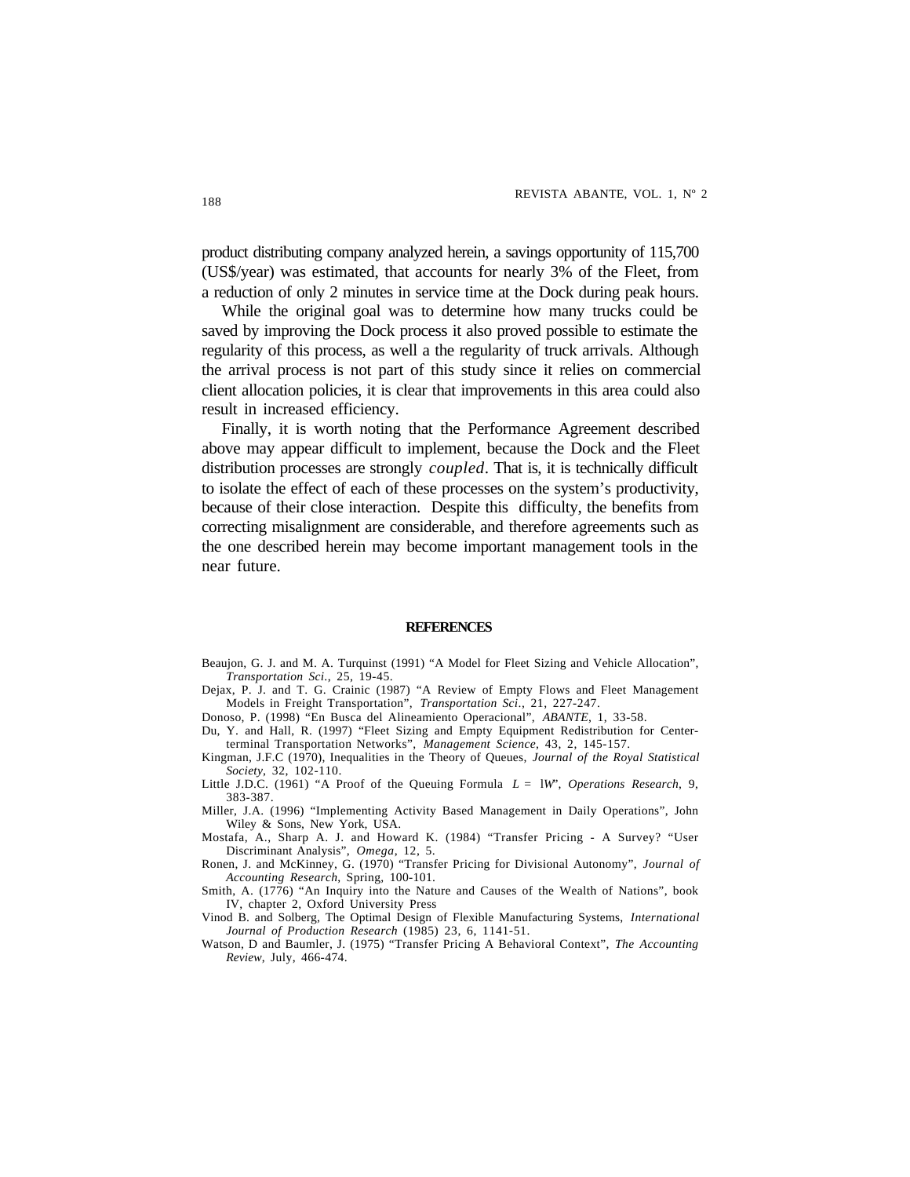product distributing company analyzed herein, a savings opportunity of 115,700 (US$/year) was estimated, that accounts for nearly 3% of the Fleet, from a reduction of only 2 minutes in service time at the Dock during peak hours.

While the original goal was to determine how many trucks could be saved by improving the Dock process it also proved possible to estimate the regularity of this process, as well a the regularity of truck arrivals. Although the arrival process is not part of this study since it relies on commercial client allocation policies, it is clear that improvements in this area could also result in increased efficiency.

Finally, it is worth noting that the Performance Agreement described above may appear difficult to implement, because the Dock and the Fleet distribution processes are strongly *coupled*. That is, it is technically difficult to isolate the effect of each of these processes on the system's productivity, because of their close interaction. Despite this difficulty, the benefits from correcting misalignment are considerable, and therefore agreements such as the one described herein may become important management tools in the near future.

## REFERENCES

Beaujon, G. J. and M. A. Turquinst (1991) "A Model for Fleet Sizing and Vehicle Allocation", *Transportation Sci.*, 25, 19-45.

Dejax, P. J. and T. G. Crainic (1987) "A Review of Empty Flows and Fleet Management Models in Freight Transportation", *Transportation Sci.*, 21, 227-247.

Donoso, P. (1998) "En Busca del Alineamiento Operacional", *ABANTE*, 1, 33-58.

Du, Y. and Hall, R. (1997) "Fleet Sizing and Empty Equipment Redistribution for Center-terminal Transportation Networks", *Management Science*, 43, 2, 145-157.

Kingman, J.F.C (1970), Inequalities in the Theory of Queues, *Journal of the Royal Statistical Society*, 32, 102-110.

Little J.D.C. (1961) "A Proof of the Queuing Formula $L = lW$", *Operations Research*, 9, 383-387.

Miller, J.A. (1996) "Implementing Activity Based Management in Daily Operations", John Wiley & Sons, New York, USA.

Mostafa, A., Sharp A. J. and Howard K. (1984) "Transfer Pricing - A Survey? "User Discriminant Analysis", *Omega*, 12, 5.

Ronen, J. and McKinney, G. (1970) "Transfer Pricing for Divisional Autonomy", *Journal of Accounting Research*, Spring, 100-101.

Smith, A. (1776) "An Inquiry into the Nature and Causes of the Wealth of Nations", book IV, chapter 2, Oxford University Press

Vinod B. and Solberg, The Optimal Design of Flexible Manufacturing Systems, *International Journal of Production Research* (1985) 23, 6, 1141-51.

Watson, D and Baumler, J. (1975) "Transfer Pricing A Behavioral Context", *The Accounting Review*, July, 466-474.